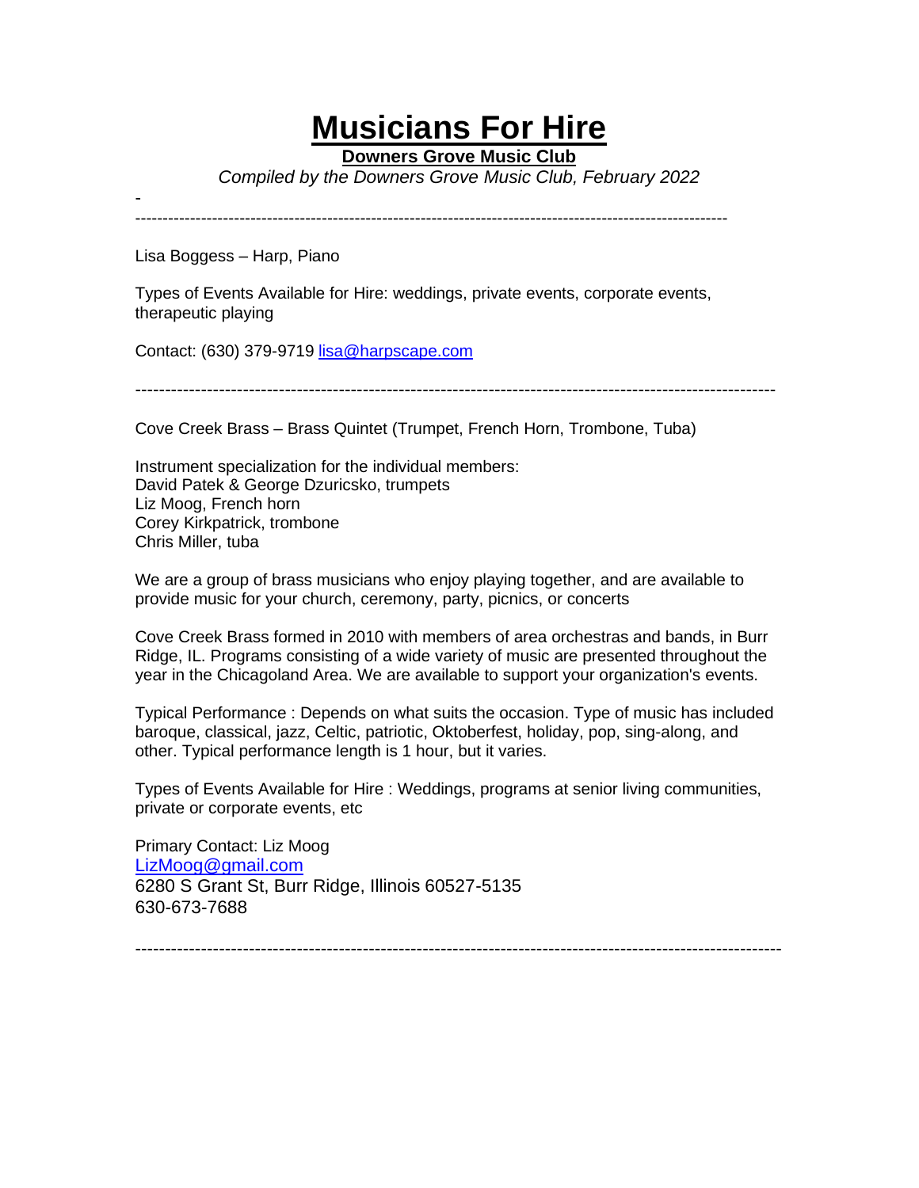# Musicians For Hire

**Downers Grove Music Club**

*Compiled by the Downers Grove Music Club, February 2022*

-
---

Lisa Boggess – Harp, Piano

Types of Events Available for Hire: weddings, private events, corporate events, therapeutic playing

Contact: (630) 379-9719 lisa@harpscape.com

---

Cove Creek Brass – Brass Quintet (Trumpet, French Horn, Trombone, Tuba)

Instrument specialization for the individual members:
David Patek & George Dzuricsko, trumpets
Liz Moog, French horn
Corey Kirkpatrick, trombone
Chris Miller, tuba

We are a group of brass musicians who enjoy playing together, and are available to provide music for your church, ceremony, party, picnics, or concerts

Cove Creek Brass formed in 2010 with members of area orchestras and bands, in Burr Ridge, IL. Programs consisting of a wide variety of music are presented throughout the year in the Chicagoland Area. We are available to support your organization's events.

Typical Performance : Depends on what suits the occasion. Type of music has included baroque, classical, jazz, Celtic, patriotic, Oktoberfest, holiday, pop, sing-along, and other. Typical performance length is 1 hour, but it varies.

Types of Events Available for Hire : Weddings, programs at senior living communities, private or corporate events, etc

Primary Contact: Liz Moog
LizMoog@gmail.com
6280 S Grant St, Burr Ridge, Illinois 60527-5135
630-673-7688

---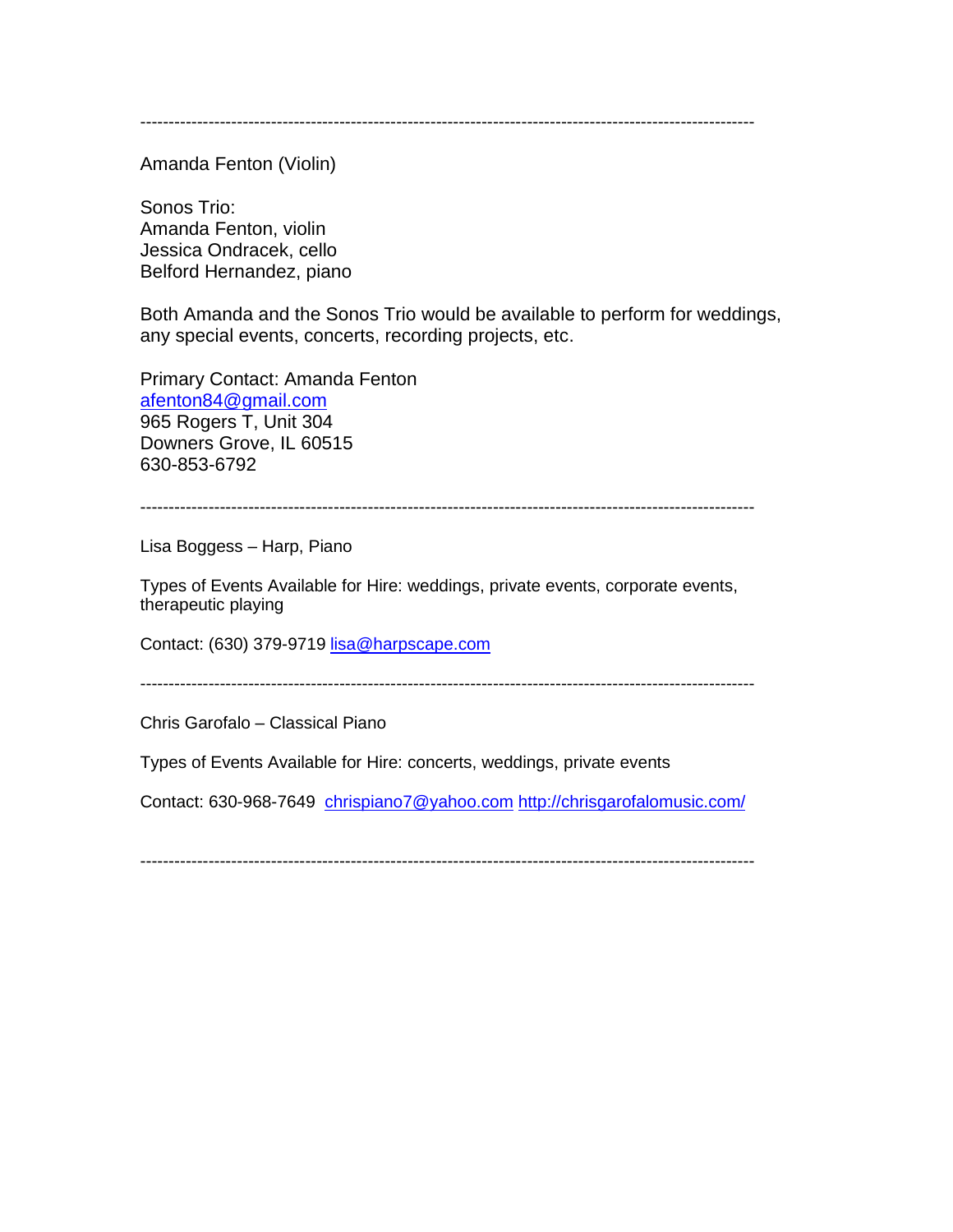---

Amanda Fenton (Violin)

Sonos Trio:
Amanda Fenton, violin
Jessica Ondracek, cello
Belford Hernandez, piano

Both Amanda and the Sonos Trio would be available to perform for weddings, any special events, concerts, recording projects, etc.

Primary Contact: Amanda Fenton
afenton84@gmail.com
965 Rogers T, Unit 304
Downers Grove, IL 60515
630-853-6792

---

Lisa Boggess – Harp, Piano

Types of Events Available for Hire: weddings, private events, corporate events, therapeutic playing

Contact: (630) 379-9719 lisa@harpscape.com

---

Chris Garofalo – Classical Piano

Types of Events Available for Hire: concerts, weddings, private events

Contact: 630-968-7649 chrispiano7@yahoo.com http://chrisgarofalomusic.com/

---